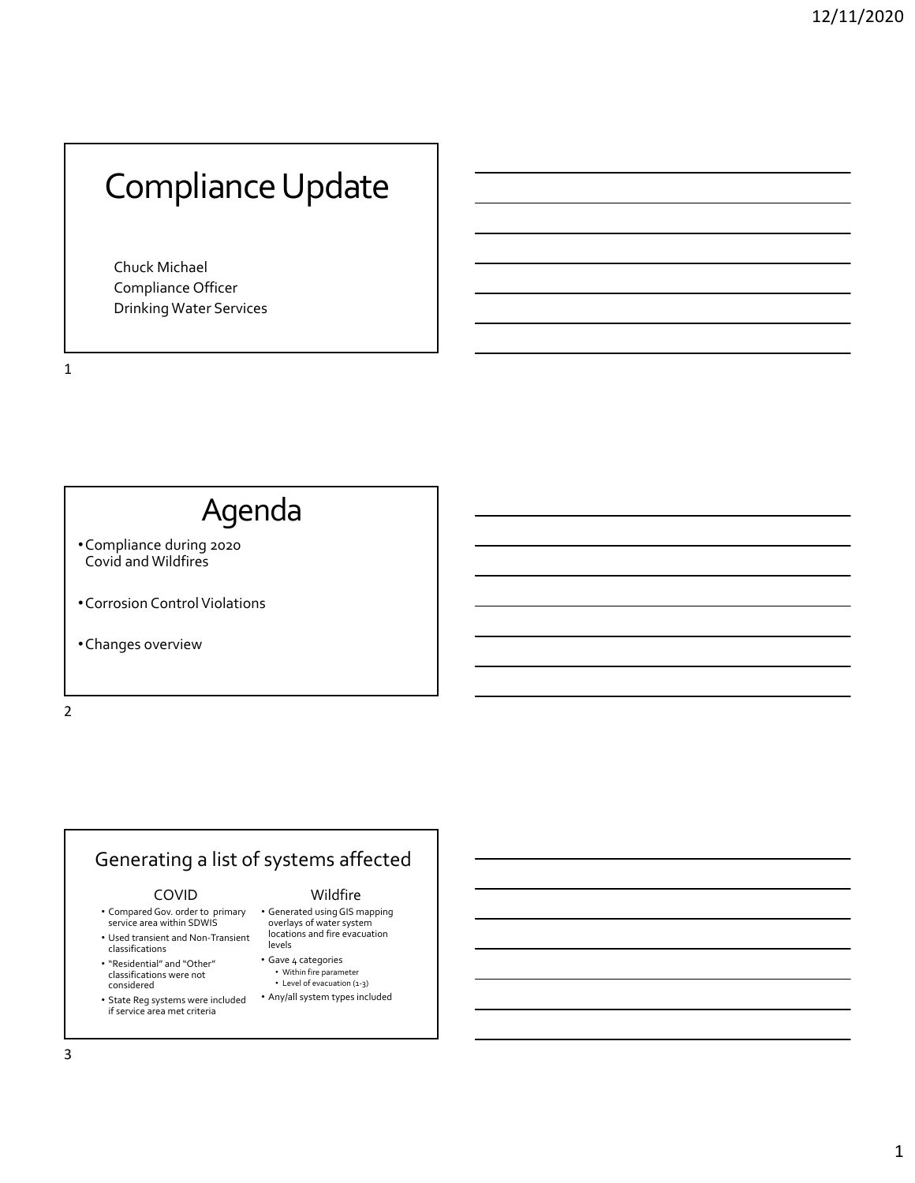# Compliance Update

Chuck Michael
Compliance Officer
Drinking Water Services

# Agenda

- Compliance during 2020
  Covid and Wildfires
- Corrosion Control Violations
- Changes overview

## Generating a list of systems affected

### COVID

- Compared Gov. order to primary service area within SDWIS
- Used transient and Non-Transient classifications
- "Residential" and "Other" classifications were not considered
- State Reg systems were included if service area met criteria

### Wildfire

- Generated using GIS mapping overlays of water system locations and fire evacuation levels
- Gave 4 categories
  - Within fire parameter
  - Level of evacuation (1-3)
- Any/all system types included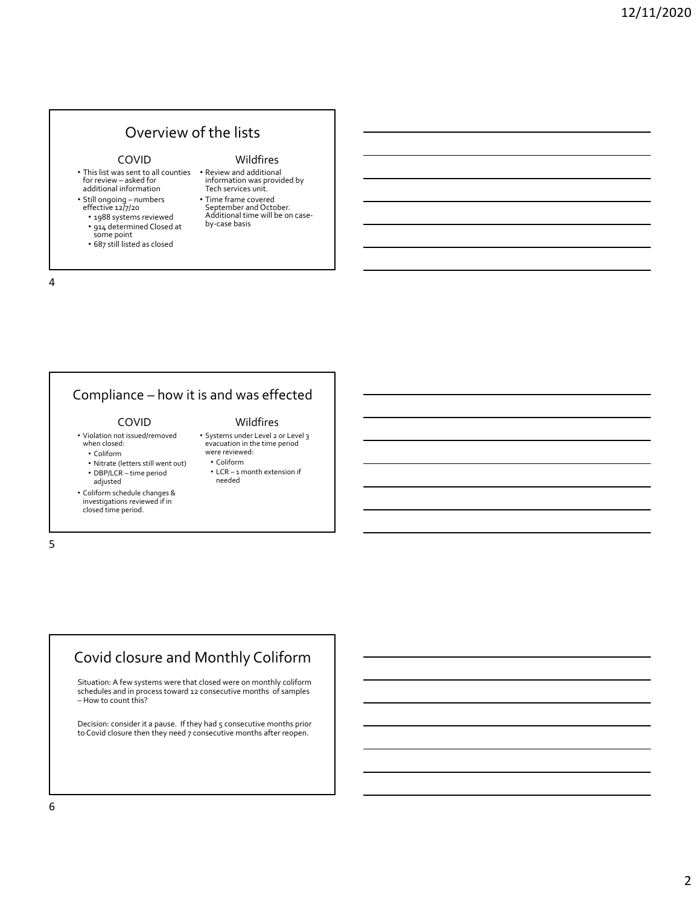## Overview of the lists

### COVID

- This list was sent to all counties for review – asked for additional information
- Still ongoing – numbers effective 12/7/20
  - 1988 systems reviewed
  - 914 determined Closed at some point
  - 687 still listed as closed

### Wildfires

- Review and additional information was provided by Tech services unit.
- Time frame covered September and October. Additional time will be on case-by-case basis

## Compliance – how it is and was effected

### COVID

- Violation not issued/removed when closed:
  - Coliform
  - Nitrate (letters still went out)
  - DBP/LCR – time period adjusted
- Coliform schedule changes & investigations reviewed if in closed time period.

### Wildfires

- Systems under Level 2 or Level 3 evacuation in the time period were reviewed:
  - Coliform
  - LCR – 1 month extension if needed

## Covid closure and Monthly Coliform

Situation: A few systems were that closed were on monthly coliform schedules and in process toward 12 consecutive months of samples – How to count this?

Decision: consider it a pause. If they had 5 consecutive months prior to Covid closure then they need 7 consecutive months after reopen.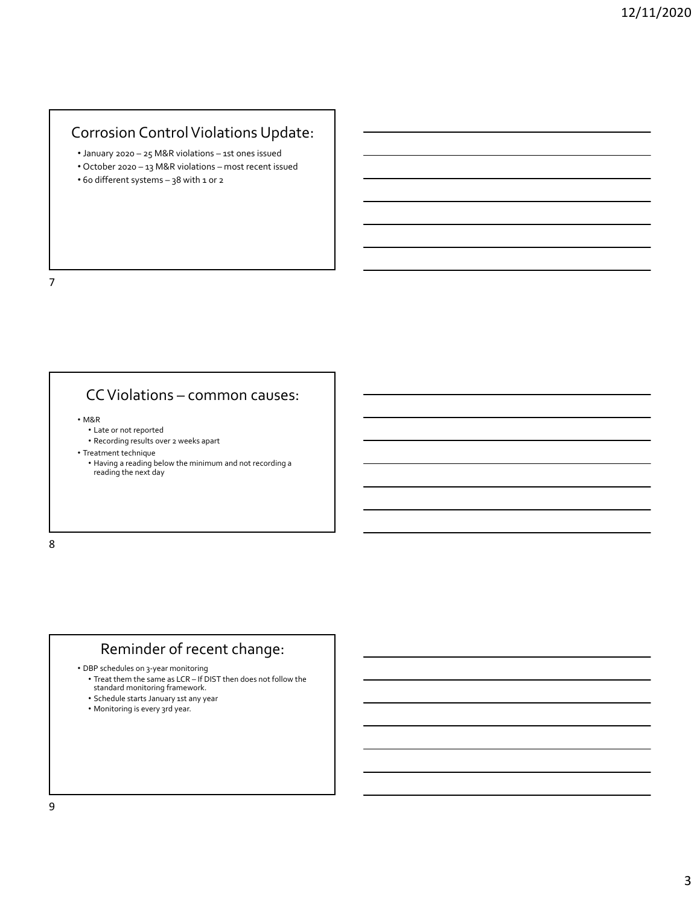## Corrosion Control Violations Update:

- January 2020 – 25 M&R violations – 1st ones issued
- October 2020 – 13 M&R violations – most recent issued
- 60 different systems – 38 with 1 or 2

## CC Violations – common causes:

- M&R
  - Late or not reported
  - Recording results over 2 weeks apart
- Treatment technique
  - Having a reading below the minimum and not recording a reading the next day

## Reminder of recent change:

- DBP schedules on 3-year monitoring
  - Treat them the same as LCR – If DIST then does not follow the standard monitoring framework.
  - Schedule starts January 1st any year
  - Monitoring is every 3rd year.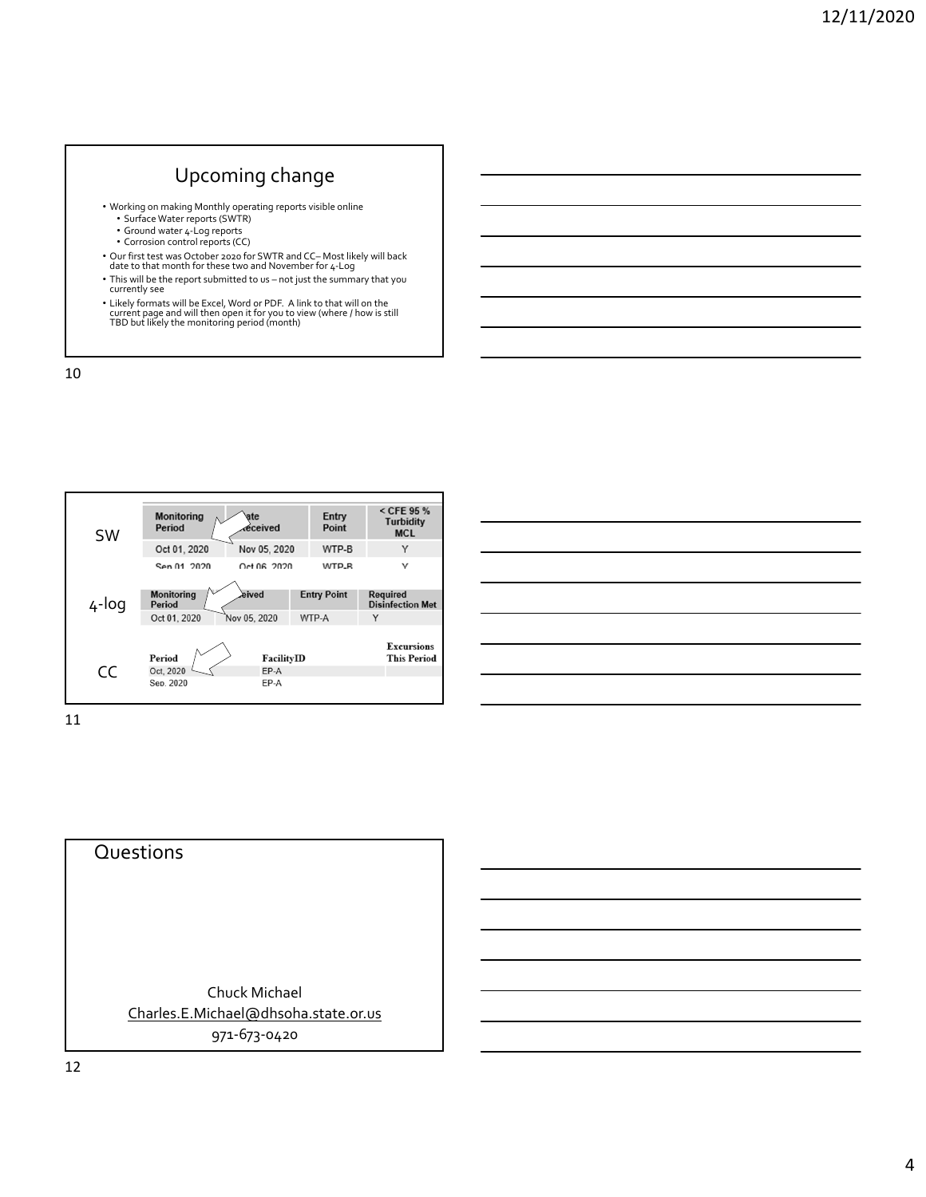## Upcoming change

- Working on making Monthly operating reports visible online
  - Surface Water reports (SWTR)
  - Ground water 4-Log reports
  - Corrosion control reports (CC)
- Our first test was October 2020 for SWTR and CC– Most likely will back date to that month for these two and November for 4-Log
- This will be the report submitted to us – not just the summary that you currently see
- Likely formats will be Excel, Word or PDF. A link to that will on the current page and will then open it for you to view (where / how is still TBD but likely the monitoring period (month)

SW

| Monitoring Period | Date Received | Entry Point | < CFE 95 % Turbidity MCL |
|---|---|---|---|
| Oct 01, 2020 | Nov 05, 2020 | WTP-B | Y |
| Sep 01, 2020 | Oct 06, 2020 | WTP-B | Y |

4-log

| Monitoring Period | Received | Entry Point | Required Disinfection Met |
|---|---|---|---|
| Oct 01, 2020 | Nov 05, 2020 | WTP-A | Y |

CC

| Period | FacilityID | Excursions This Period |
|---|---|---|
| Oct, 2020 | EP-A | |
| Sep, 2020 | EP-A | |

## Questions

Chuck Michael
Charles.E.Michael@dhsoha.state.or.us
971-673-0420